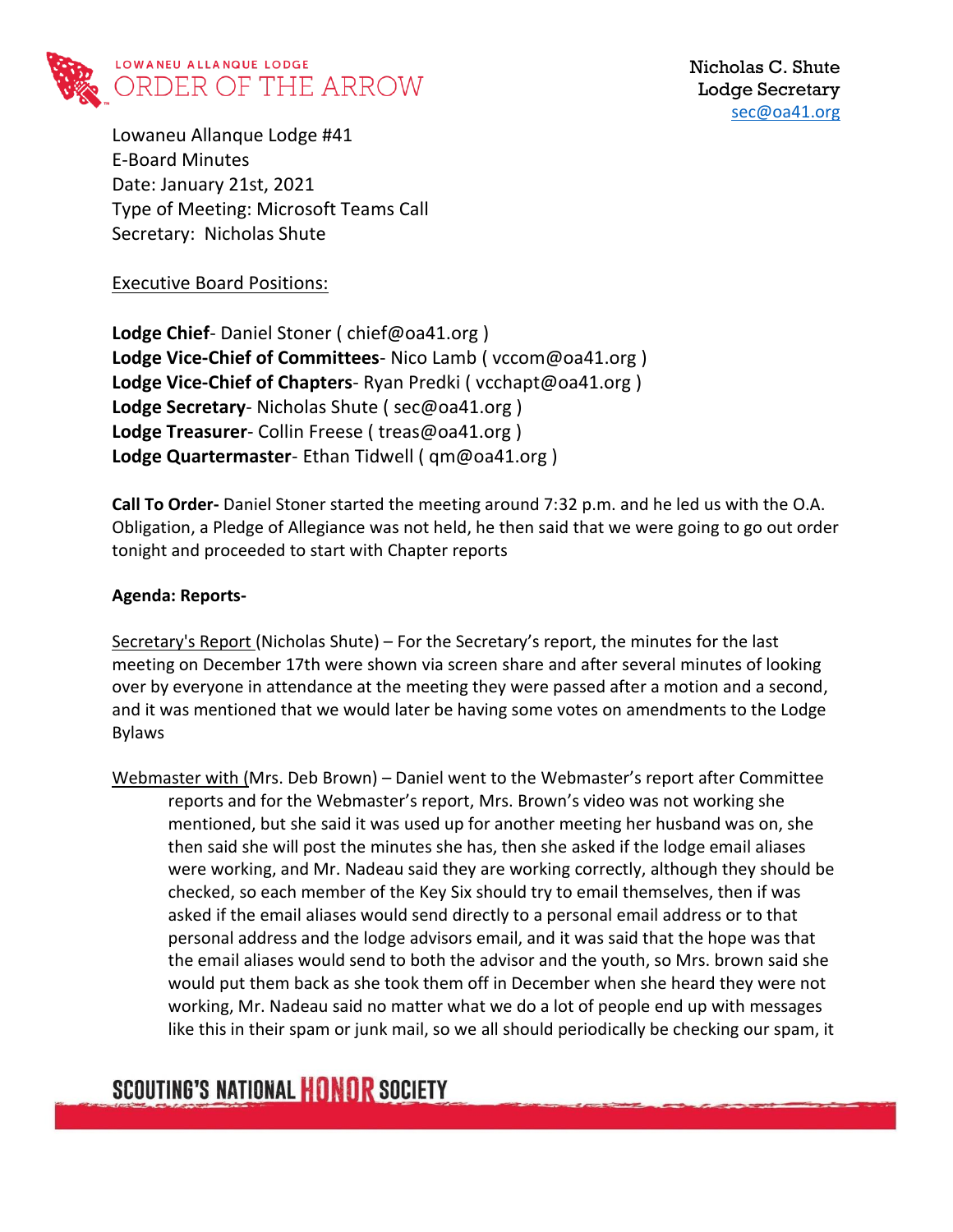Nicholas C. Shute
Lodge Secretary
sec@oa41.org

Lowaneu Allanque Lodge #41
E-Board Minutes
Date: January 21st, 2021
Type of Meeting: Microsoft Teams Call
Secretary: Nicholas Shute

Executive Board Positions:

**Lodge Chief**- Daniel Stoner ( chief@oa41.org )
**Lodge Vice-Chief of Committees**- Nico Lamb ( vccom@oa41.org )
**Lodge Vice-Chief of Chapters**- Ryan Predki ( vcchapt@oa41.org )
**Lodge Secretary**- Nicholas Shute ( sec@oa41.org )
**Lodge Treasurer**- Collin Freese ( treas@oa41.org )
**Lodge Quartermaster**- Ethan Tidwell ( qm@oa41.org )

**Call To Order-** Daniel Stoner started the meeting around 7:32 p.m. and he led us with the O.A. Obligation, a Pledge of Allegiance was not held, he then said that we were going to go out order tonight and proceeded to start with Chapter reports

**Agenda: Reports-**

Secretary's Report (Nicholas Shute) – For the Secretary's report, the minutes for the last meeting on December 17th were shown via screen share and after several minutes of looking over by everyone in attendance at the meeting they were passed after a motion and a second, and it was mentioned that we would later be having some votes on amendments to the Lodge Bylaws

Webmaster with (Mrs. Deb Brown) – Daniel went to the Webmaster's report after Committee reports and for the Webmaster's report, Mrs. Brown's video was not working she mentioned, but she said it was used up for another meeting her husband was on, she then said she will post the minutes she has, then she asked if the lodge email aliases were working, and Mr. Nadeau said they are working correctly, although they should be checked, so each member of the Key Six should try to email themselves, then if was asked if the email aliases would send directly to a personal email address or to that personal address and the lodge advisors email, and it was said that the hope was that the email aliases would send to both the advisor and the youth, so Mrs. brown said she would put them back as she took them off in December when she heard they were not working, Mr. Nadeau said no matter what we do a lot of people end up with messages like this in their spam or junk mail, so we all should periodically be checking our spam, it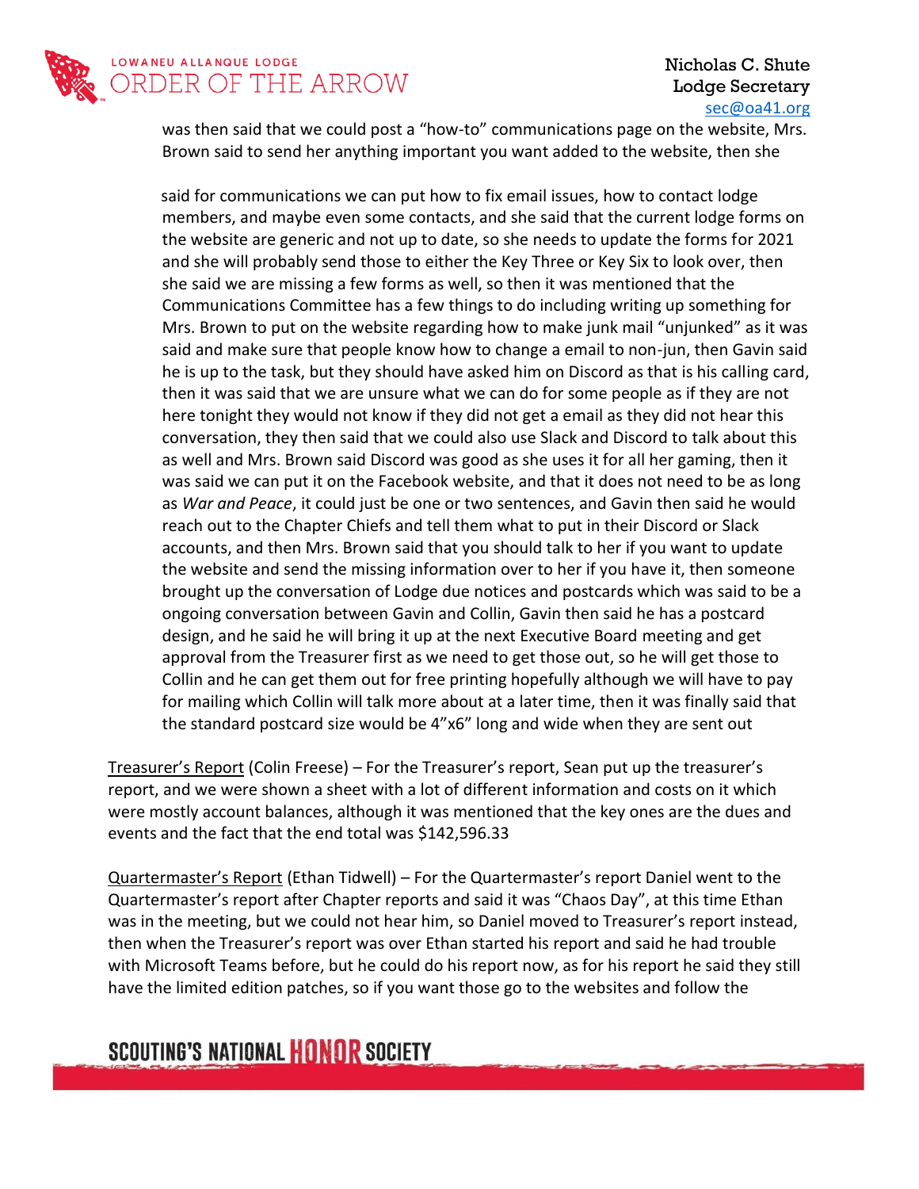was then said that we could post a "how-to" communications page on the website, Mrs. Brown said to send her anything important you want added to the website, then she

said for communications we can put how to fix email issues, how to contact lodge members, and maybe even some contacts, and she said that the current lodge forms on the website are generic and not up to date, so she needs to update the forms for 2021 and she will probably send those to either the Key Three or Key Six to look over, then she said we are missing a few forms as well, so then it was mentioned that the Communications Committee has a few things to do including writing up something for Mrs. Brown to put on the website regarding how to make junk mail "unjunked" as it was said and make sure that people know how to change a email to non-jun, then Gavin said he is up to the task, but they should have asked him on Discord as that is his calling card, then it was said that we are unsure what we can do for some people as if they are not here tonight they would not know if they did not get a email as they did not hear this conversation, they then said that we could also use Slack and Discord to talk about this as well and Mrs. Brown said Discord was good as she uses it for all her gaming, then it was said we can put it on the Facebook website, and that it does not need to be as long as *War and Peace*, it could just be one or two sentences, and Gavin then said he would reach out to the Chapter Chiefs and tell them what to put in their Discord or Slack accounts, and then Mrs. Brown said that you should talk to her if you want to update the website and send the missing information over to her if you have it, then someone brought up the conversation of Lodge due notices and postcards which was said to be a ongoing conversation between Gavin and Collin, Gavin then said he has a postcard design, and he said he will bring it up at the next Executive Board meeting and get approval from the Treasurer first as we need to get those out, so he will get those to Collin and he can get them out for free printing hopefully although we will have to pay for mailing which Collin will talk more about at a later time, then it was finally said that the standard postcard size would be 4"x6" long and wide when they are sent out

Treasurer's Report (Colin Freese) – For the Treasurer's report, Sean put up the treasurer's report, and we were shown a sheet with a lot of different information and costs on it which were mostly account balances, although it was mentioned that the key ones are the dues and events and the fact that the end total was $142,596.33

Quartermaster's Report (Ethan Tidwell) – For the Quartermaster's report Daniel went to the Quartermaster's report after Chapter reports and said it was "Chaos Day", at this time Ethan was in the meeting, but we could not hear him, so Daniel moved to Treasurer's report instead, then when the Treasurer's report was over Ethan started his report and said he had trouble with Microsoft Teams before, but he could do his report now, as for his report he said they still have the limited edition patches, so if you want those go to the websites and follow the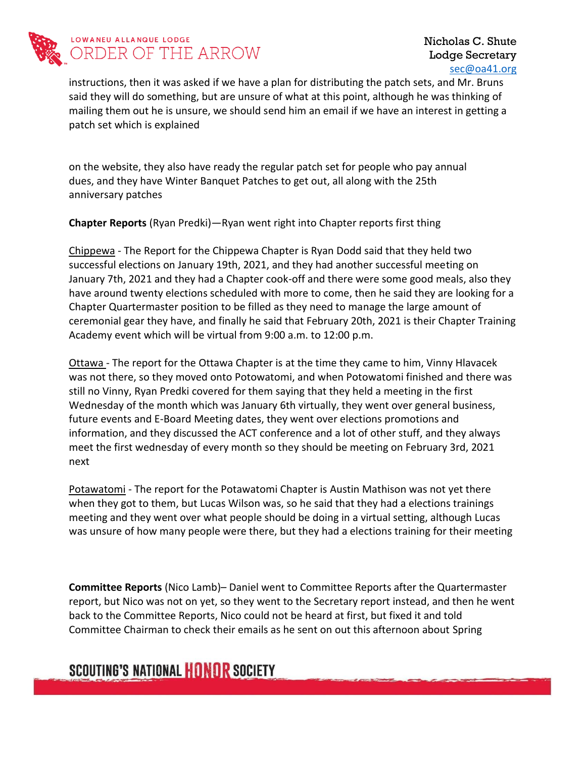instructions, then it was asked if we have a plan for distributing the patch sets, and Mr. Bruns said they will do something, but are unsure of what at this point, although he was thinking of mailing them out he is unsure, we should send him an email if we have an interest in getting a patch set which is explained

on the website, they also have ready the regular patch set for people who pay annual dues, and they have Winter Banquet Patches to get out, all along with the 25th anniversary patches

**Chapter Reports** (Ryan Predki)—Ryan went right into Chapter reports first thing

Chippewa - The Report for the Chippewa Chapter is Ryan Dodd said that they held two successful elections on January 19th, 2021, and they had another successful meeting on January 7th, 2021 and they had a Chapter cook-off and there were some good meals, also they have around twenty elections scheduled with more to come, then he said they are looking for a Chapter Quartermaster position to be filled as they need to manage the large amount of ceremonial gear they have, and finally he said that February 20th, 2021 is their Chapter Training Academy event which will be virtual from 9:00 a.m. to 12:00 p.m.

Ottawa - The report for the Ottawa Chapter is at the time they came to him, Vinny Hlavacek was not there, so they moved onto Potowatomi, and when Potowatomi finished and there was still no Vinny, Ryan Predki covered for them saying that they held a meeting in the first Wednesday of the month which was January 6th virtually, they went over general business, future events and E-Board Meeting dates, they went over elections promotions and information, and they discussed the ACT conference and a lot of other stuff, and they always meet the first wednesday of every month so they should be meeting on February 3rd, 2021 next

Potawatomi - The report for the Potawatomi Chapter is Austin Mathison was not yet there when they got to them, but Lucas Wilson was, so he said that they had a elections trainings meeting and they went over what people should be doing in a virtual setting, although Lucas was unsure of how many people were there, but they had a elections training for their meeting

**Committee Reports** (Nico Lamb)– Daniel went to Committee Reports after the Quartermaster report, but Nico was not on yet, so they went to the Secretary report instead, and then he went back to the Committee Reports, Nico could not be heard at first, but fixed it and told Committee Chairman to check their emails as he sent on out this afternoon about Spring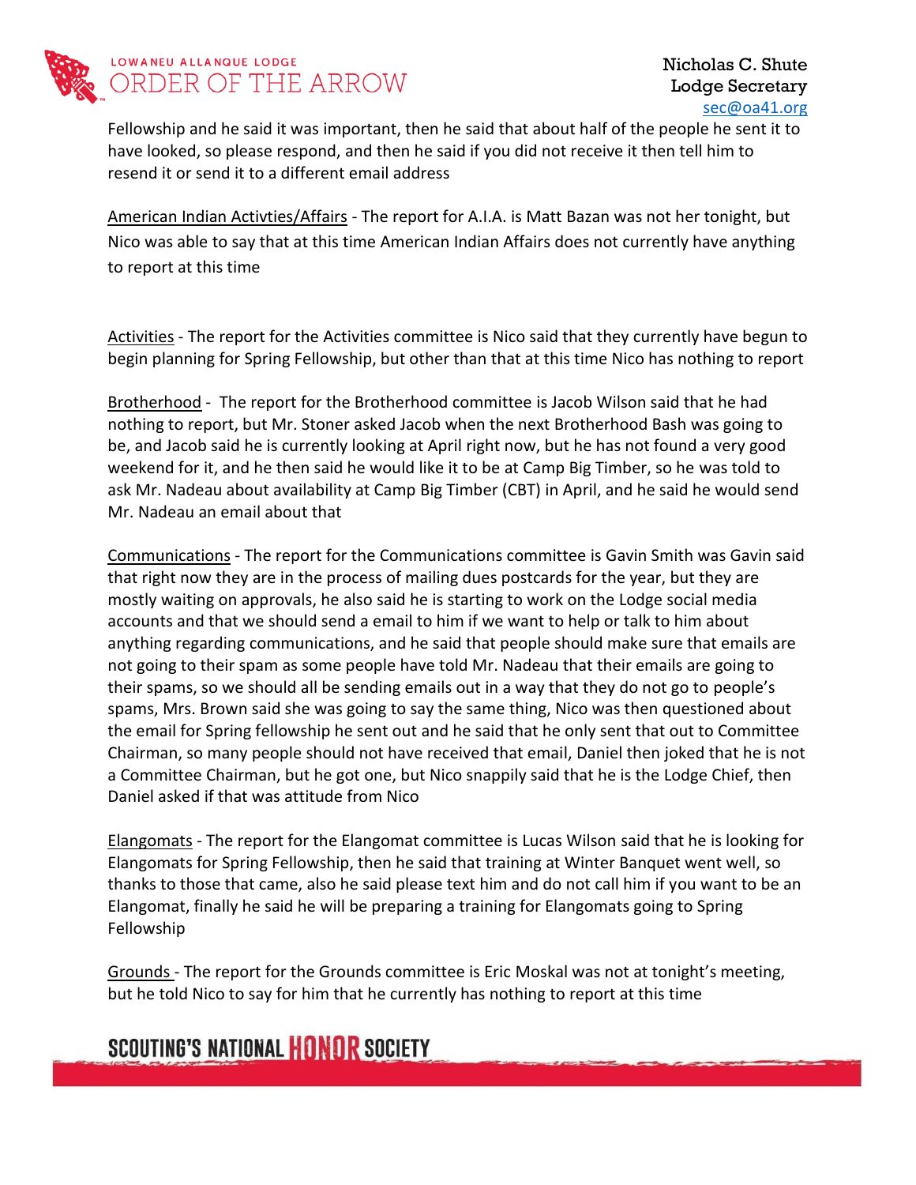Fellowship and he said it was important, then he said that about half of the people he sent it to have looked, so please respond, and then he said if you did not receive it then tell him to resend it or send it to a different email address

American Indian Activties/Affairs - The report for A.I.A. is Matt Bazan was not her tonight, but Nico was able to say that at this time American Indian Affairs does not currently have anything to report at this time

Activities - The report for the Activities committee is Nico said that they currently have begun to begin planning for Spring Fellowship, but other than that at this time Nico has nothing to report

Brotherhood - The report for the Brotherhood committee is Jacob Wilson said that he had nothing to report, but Mr. Stoner asked Jacob when the next Brotherhood Bash was going to be, and Jacob said he is currently looking at April right now, but he has not found a very good weekend for it, and he then said he would like it to be at Camp Big Timber, so he was told to ask Mr. Nadeau about availability at Camp Big Timber (CBT) in April, and he said he would send Mr. Nadeau an email about that

Communications - The report for the Communications committee is Gavin Smith was Gavin said that right now they are in the process of mailing dues postcards for the year, but they are mostly waiting on approvals, he also said he is starting to work on the Lodge social media accounts and that we should send a email to him if we want to help or talk to him about anything regarding communications, and he said that people should make sure that emails are not going to their spam as some people have told Mr. Nadeau that their emails are going to their spams, so we should all be sending emails out in a way that they do not go to people's spams, Mrs. Brown said she was going to say the same thing, Nico was then questioned about the email for Spring fellowship he sent out and he said that he only sent that out to Committee Chairman, so many people should not have received that email, Daniel then joked that he is not a Committee Chairman, but he got one, but Nico snappily said that he is the Lodge Chief, then Daniel asked if that was attitude from Nico

Elangomats - The report for the Elangomat committee is Lucas Wilson said that he is looking for Elangomats for Spring Fellowship, then he said that training at Winter Banquet went well, so thanks to those that came, also he said please text him and do not call him if you want to be an Elangomat, finally he said he will be preparing a training for Elangomats going to Spring Fellowship

Grounds - The report for the Grounds committee is Eric Moskal was not at tonight's meeting, but he told Nico to say for him that he currently has nothing to report at this time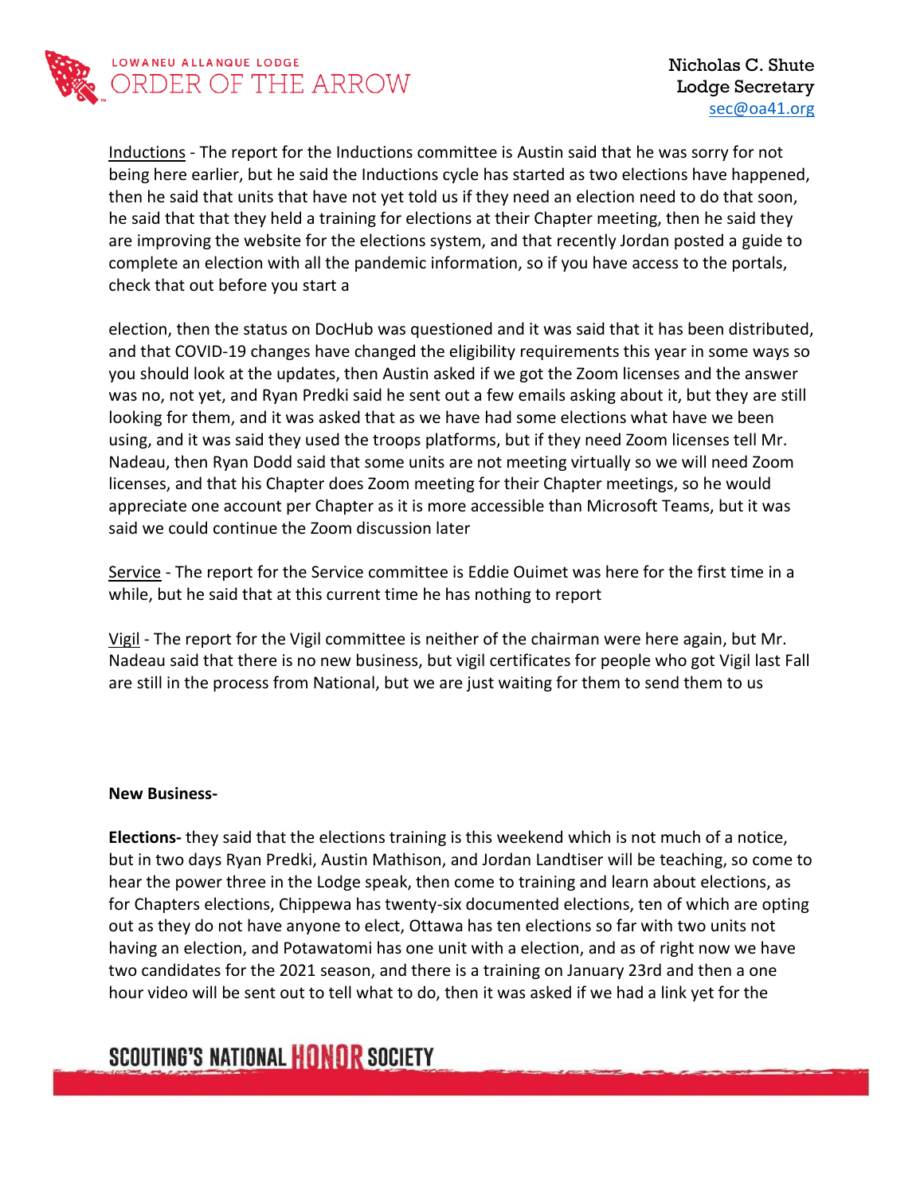Inductions - The report for the Inductions committee is Austin said that he was sorry for not being here earlier, but he said the Inductions cycle has started as two elections have happened, then he said that units that have not yet told us if they need an election need to do that soon, he said that that they held a training for elections at their Chapter meeting, then he said they are improving the website for the elections system, and that recently Jordan posted a guide to complete an election with all the pandemic information, so if you have access to the portals, check that out before you start a

election, then the status on DocHub was questioned and it was said that it has been distributed, and that COVID-19 changes have changed the eligibility requirements this year in some ways so you should look at the updates, then Austin asked if we got the Zoom licenses and the answer was no, not yet, and Ryan Predki said he sent out a few emails asking about it, but they are still looking for them, and it was asked that as we have had some elections what have we been using, and it was said they used the troops platforms, but if they need Zoom licenses tell Mr. Nadeau, then Ryan Dodd said that some units are not meeting virtually so we will need Zoom licenses, and that his Chapter does Zoom meeting for their Chapter meetings, so he would appreciate one account per Chapter as it is more accessible than Microsoft Teams, but it was said we could continue the Zoom discussion later

Service - The report for the Service committee is Eddie Ouimet was here for the first time in a while, but he said that at this current time he has nothing to report

Vigil - The report for the Vigil committee is neither of the chairman were here again, but Mr. Nadeau said that there is no new business, but vigil certificates for people who got Vigil last Fall are still in the process from National, but we are just waiting for them to send them to us

**New Business-**

**Elections-** they said that the elections training is this weekend which is not much of a notice, but in two days Ryan Predki, Austin Mathison, and Jordan Landtiser will be teaching, so come to hear the power three in the Lodge speak, then come to training and learn about elections, as for Chapters elections, Chippewa has twenty-six documented elections, ten of which are opting out as they do not have anyone to elect, Ottawa has ten elections so far with two units not having an election, and Potawatomi has one unit with a election, and as of right now we have two candidates for the 2021 season, and there is a training on January 23rd and then a one hour video will be sent out to tell what to do, then it was asked if we had a link yet for the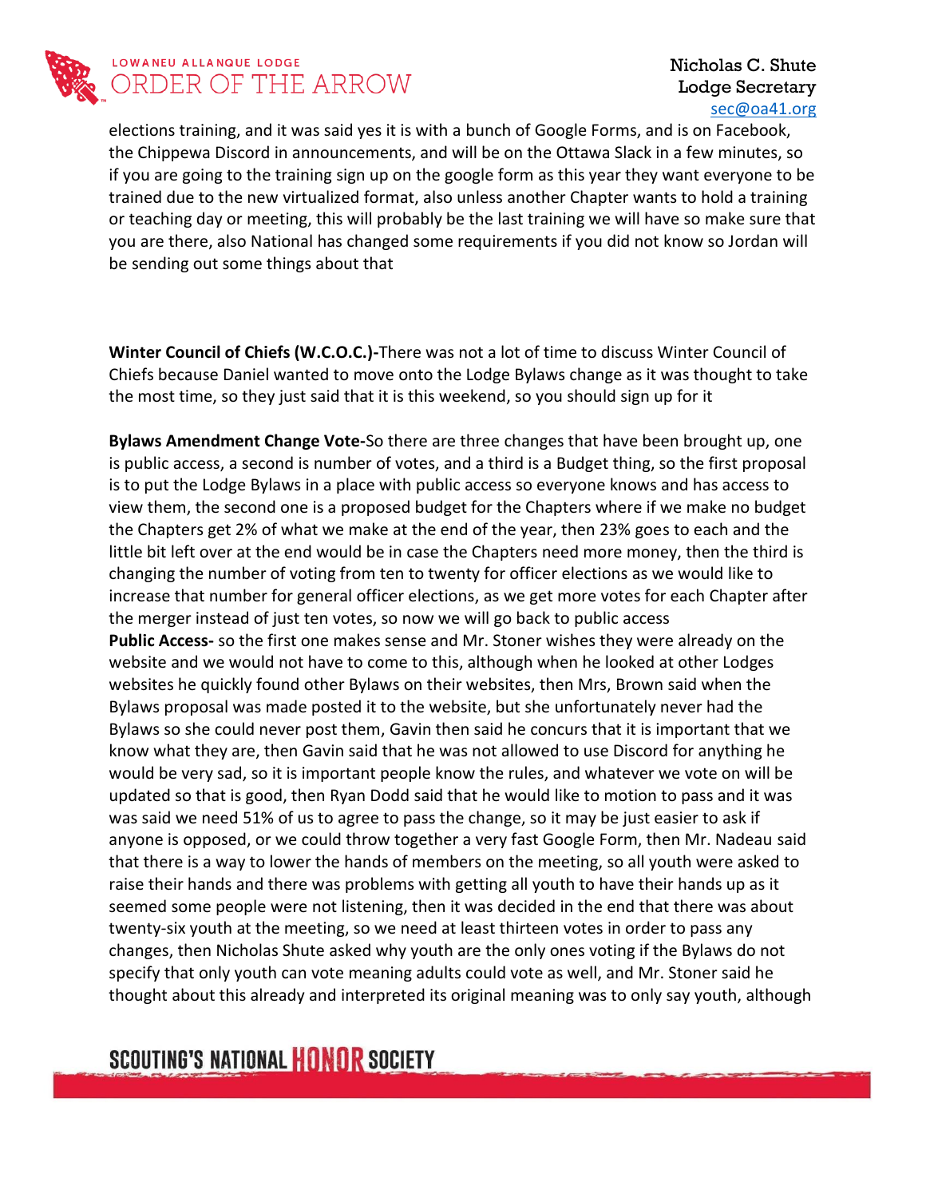elections training, and it was said yes it is with a bunch of Google Forms, and is on Facebook, the Chippewa Discord in announcements, and will be on the Ottawa Slack in a few minutes, so if you are going to the training sign up on the google form as this year they want everyone to be trained due to the new virtualized format, also unless another Chapter wants to hold a training or teaching day or meeting, this will probably be the last training we will have so make sure that you are there, also National has changed some requirements if you did not know so Jordan will be sending out some things about that

**Winter Council of Chiefs (W.C.O.C.)-**There was not a lot of time to discuss Winter Council of Chiefs because Daniel wanted to move onto the Lodge Bylaws change as it was thought to take the most time, so they just said that it is this weekend, so you should sign up for it

**Bylaws Amendment Change Vote-**So there are three changes that have been brought up, one is public access, a second is number of votes, and a third is a Budget thing, so the first proposal is to put the Lodge Bylaws in a place with public access so everyone knows and has access to view them, the second one is a proposed budget for the Chapters where if we make no budget the Chapters get 2% of what we make at the end of the year, then 23% goes to each and the little bit left over at the end would be in case the Chapters need more money, then the third is changing the number of voting from ten to twenty for officer elections as we would like to increase that number for general officer elections, as we get more votes for each Chapter after the merger instead of just ten votes, so now we will go back to public access

**Public Access-** so the first one makes sense and Mr. Stoner wishes they were already on the website and we would not have to come to this, although when he looked at other Lodges websites he quickly found other Bylaws on their websites, then Mrs, Brown said when the Bylaws proposal was made posted it to the website, but she unfortunately never had the Bylaws so she could never post them, Gavin then said he concurs that it is important that we know what they are, then Gavin said that he was not allowed to use Discord for anything he would be very sad, so it is important people know the rules, and whatever we vote on will be updated so that is good, then Ryan Dodd said that he would like to motion to pass and it was was said we need 51% of us to agree to pass the change, so it may be just easier to ask if anyone is opposed, or we could throw together a very fast Google Form, then Mr. Nadeau said that there is a way to lower the hands of members on the meeting, so all youth were asked to raise their hands and there was problems with getting all youth to have their hands up as it seemed some people were not listening, then it was decided in the end that there was about twenty-six youth at the meeting, so we need at least thirteen votes in order to pass any changes, then Nicholas Shute asked why youth are the only ones voting if the Bylaws do not specify that only youth can vote meaning adults could vote as well, and Mr. Stoner said he thought about this already and interpreted its original meaning was to only say youth, although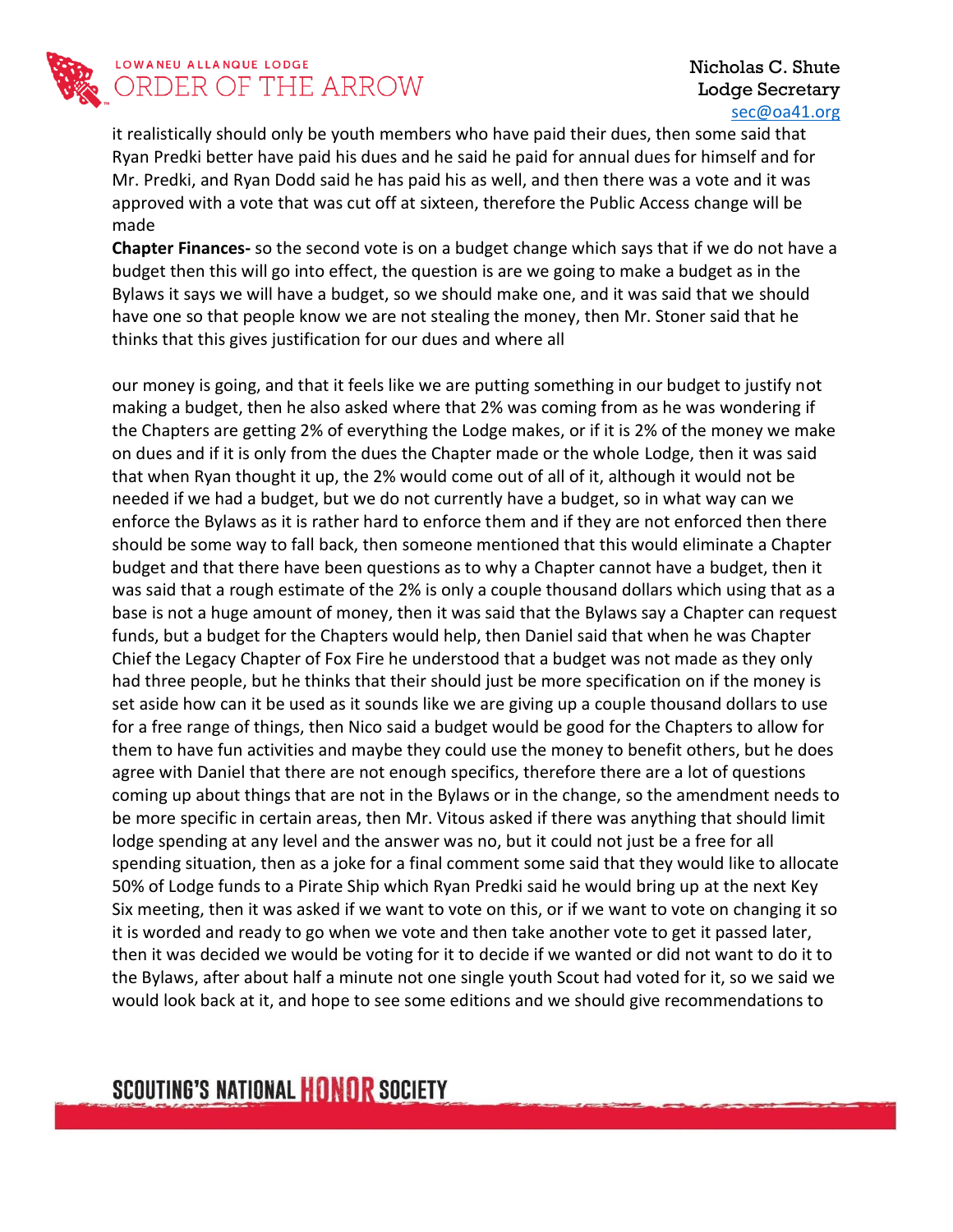it realistically should only be youth members who have paid their dues, then some said that Ryan Predki better have paid his dues and he said he paid for annual dues for himself and for Mr. Predki, and Ryan Dodd said he has paid his as well, and then there was a vote and it was approved with a vote that was cut off at sixteen, therefore the Public Access change will be made

**Chapter Finances-** so the second vote is on a budget change which says that if we do not have a budget then this will go into effect, the question is are we going to make a budget as in the Bylaws it says we will have a budget, so we should make one, and it was said that we should have one so that people know we are not stealing the money, then Mr. Stoner said that he thinks that this gives justification for our dues and where all

our money is going, and that it feels like we are putting something in our budget to justify not making a budget, then he also asked where that 2% was coming from as he was wondering if the Chapters are getting 2% of everything the Lodge makes, or if it is 2% of the money we make on dues and if it is only from the dues the Chapter made or the whole Lodge, then it was said that when Ryan thought it up, the 2% would come out of all of it, although it would not be needed if we had a budget, but we do not currently have a budget, so in what way can we enforce the Bylaws as it is rather hard to enforce them and if they are not enforced then there should be some way to fall back, then someone mentioned that this would eliminate a Chapter budget and that there have been questions as to why a Chapter cannot have a budget, then it was said that a rough estimate of the 2% is only a couple thousand dollars which using that as a base is not a huge amount of money, then it was said that the Bylaws say a Chapter can request funds, but a budget for the Chapters would help, then Daniel said that when he was Chapter Chief the Legacy Chapter of Fox Fire he understood that a budget was not made as they only had three people, but he thinks that their should just be more specification on if the money is set aside how can it be used as it sounds like we are giving up a couple thousand dollars to use for a free range of things, then Nico said a budget would be good for the Chapters to allow for them to have fun activities and maybe they could use the money to benefit others, but he does agree with Daniel that there are not enough specifics, therefore there are a lot of questions coming up about things that are not in the Bylaws or in the change, so the amendment needs to be more specific in certain areas, then Mr. Vitous asked if there was anything that should limit lodge spending at any level and the answer was no, but it could not just be a free for all spending situation, then as a joke for a final comment some said that they would like to allocate 50% of Lodge funds to a Pirate Ship which Ryan Predki said he would bring up at the next Key Six meeting, then it was asked if we want to vote on this, or if we want to vote on changing it so it is worded and ready to go when we vote and then take another vote to get it passed later, then it was decided we would be voting for it to decide if we wanted or did not want to do it to the Bylaws, after about half a minute not one single youth Scout had voted for it, so we said we would look back at it, and hope to see some editions and we should give recommendations to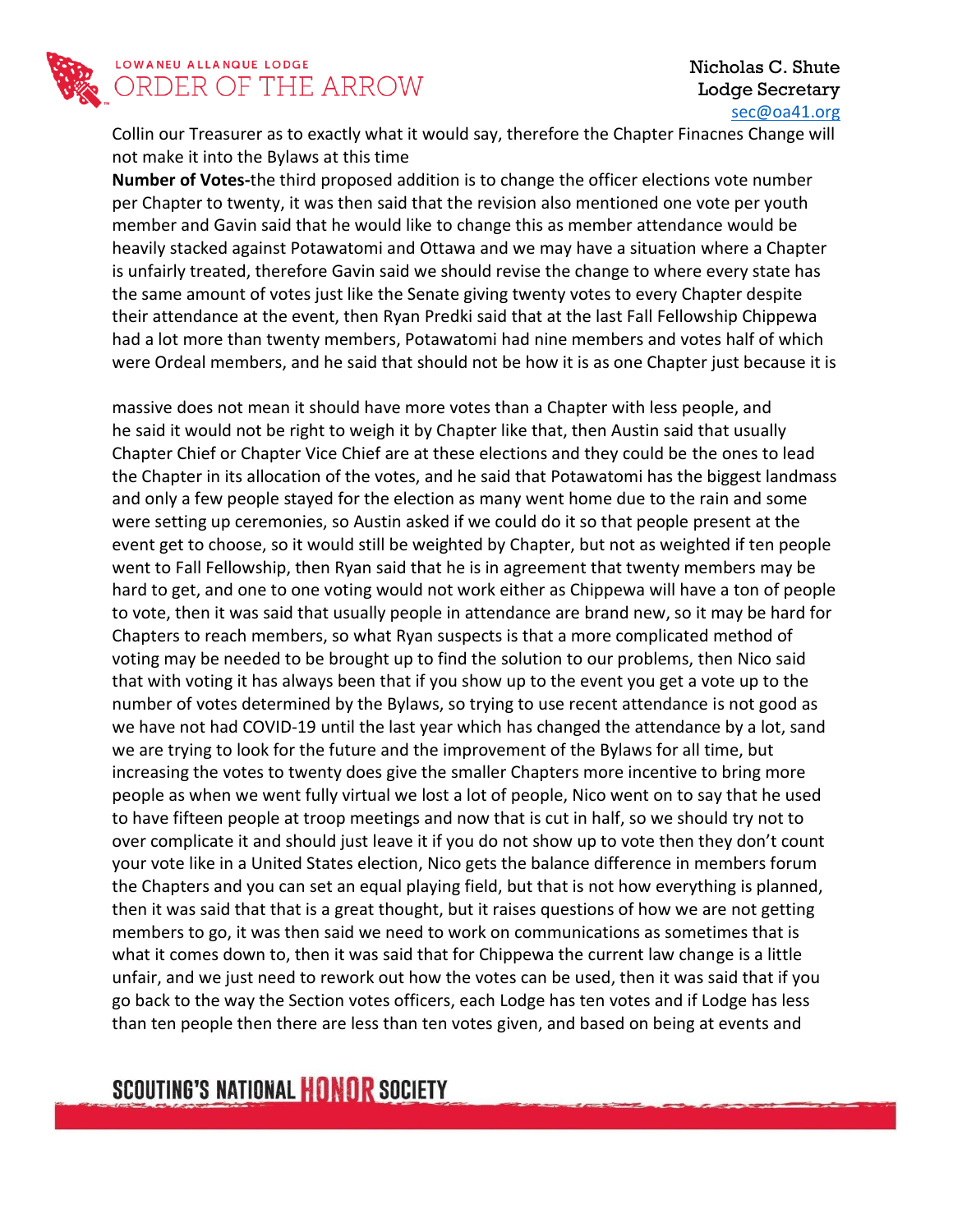Collin our Treasurer as to exactly what it would say, therefore the Chapter Finacnes Change will not make it into the Bylaws at this time

**Number of Votes-**the third proposed addition is to change the officer elections vote number per Chapter to twenty, it was then said that the revision also mentioned one vote per youth member and Gavin said that he would like to change this as member attendance would be heavily stacked against Potawatomi and Ottawa and we may have a situation where a Chapter is unfairly treated, therefore Gavin said we should revise the change to where every state has the same amount of votes just like the Senate giving twenty votes to every Chapter despite their attendance at the event, then Ryan Predki said that at the last Fall Fellowship Chippewa had a lot more than twenty members, Potawatomi had nine members and votes half of which were Ordeal members, and he said that should not be how it is as one Chapter just because it is

massive does not mean it should have more votes than a Chapter with less people, and he said it would not be right to weigh it by Chapter like that, then Austin said that usually Chapter Chief or Chapter Vice Chief are at these elections and they could be the ones to lead the Chapter in its allocation of the votes, and he said that Potawatomi has the biggest landmass and only a few people stayed for the election as many went home due to the rain and some were setting up ceremonies, so Austin asked if we could do it so that people present at the event get to choose, so it would still be weighted by Chapter, but not as weighted if ten people went to Fall Fellowship, then Ryan said that he is in agreement that twenty members may be hard to get, and one to one voting would not work either as Chippewa will have a ton of people to vote, then it was said that usually people in attendance are brand new, so it may be hard for Chapters to reach members, so what Ryan suspects is that a more complicated method of voting may be needed to be brought up to find the solution to our problems, then Nico said that with voting it has always been that if you show up to the event you get a vote up to the number of votes determined by the Bylaws, so trying to use recent attendance is not good as we have not had COVID-19 until the last year which has changed the attendance by a lot, sand we are trying to look for the future and the improvement of the Bylaws for all time, but increasing the votes to twenty does give the smaller Chapters more incentive to bring more people as when we went fully virtual we lost a lot of people, Nico went on to say that he used to have fifteen people at troop meetings and now that is cut in half, so we should try not to over complicate it and should just leave it if you do not show up to vote then they don't count your vote like in a United States election, Nico gets the balance difference in members forum the Chapters and you can set an equal playing field, but that is not how everything is planned, then it was said that that is a great thought, but it raises questions of how we are not getting members to go, it was then said we need to work on communications as sometimes that is what it comes down to, then it was said that for Chippewa the current law change is a little unfair, and we just need to rework out how the votes can be used, then it was said that if you go back to the way the Section votes officers, each Lodge has ten votes and if Lodge has less than ten people then there are less than ten votes given, and based on being at events and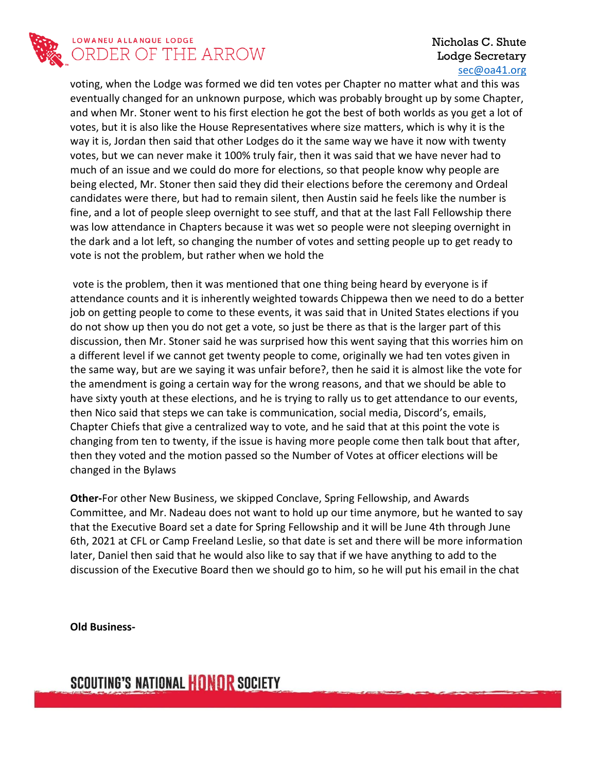voting, when the Lodge was formed we did ten votes per Chapter no matter what and this was eventually changed for an unknown purpose, which was probably brought up by some Chapter, and when Mr. Stoner went to his first election he got the best of both worlds as you get a lot of votes, but it is also like the House Representatives where size matters, which is why it is the way it is, Jordan then said that other Lodges do it the same way we have it now with twenty votes, but we can never make it 100% truly fair, then it was said that we have never had to much of an issue and we could do more for elections, so that people know why people are being elected, Mr. Stoner then said they did their elections before the ceremony and Ordeal candidates were there, but had to remain silent, then Austin said he feels like the number is fine, and a lot of people sleep overnight to see stuff, and that at the last Fall Fellowship there was low attendance in Chapters because it was wet so people were not sleeping overnight in the dark and a lot left, so changing the number of votes and setting people up to get ready to vote is not the problem, but rather when we hold the

vote is the problem, then it was mentioned that one thing being heard by everyone is if attendance counts and it is inherently weighted towards Chippewa then we need to do a better job on getting people to come to these events, it was said that in United States elections if you do not show up then you do not get a vote, so just be there as that is the larger part of this discussion, then Mr. Stoner said he was surprised how this went saying that this worries him on a different level if we cannot get twenty people to come, originally we had ten votes given in the same way, but are we saying it was unfair before?, then he said it is almost like the vote for the amendment is going a certain way for the wrong reasons, and that we should be able to have sixty youth at these elections, and he is trying to rally us to get attendance to our events, then Nico said that steps we can take is communication, social media, Discord's, emails, Chapter Chiefs that give a centralized way to vote, and he said that at this point the vote is changing from ten to twenty, if the issue is having more people come then talk bout that after, then they voted and the motion passed so the Number of Votes at officer elections will be changed in the Bylaws

**Other-**For other New Business, we skipped Conclave, Spring Fellowship, and Awards Committee, and Mr. Nadeau does not want to hold up our time anymore, but he wanted to say that the Executive Board set a date for Spring Fellowship and it will be June 4th through June 6th, 2021 at CFL or Camp Freeland Leslie, so that date is set and there will be more information later, Daniel then said that he would also like to say that if we have anything to add to the discussion of the Executive Board then we should go to him, so he will put his email in the chat

**Old Business-**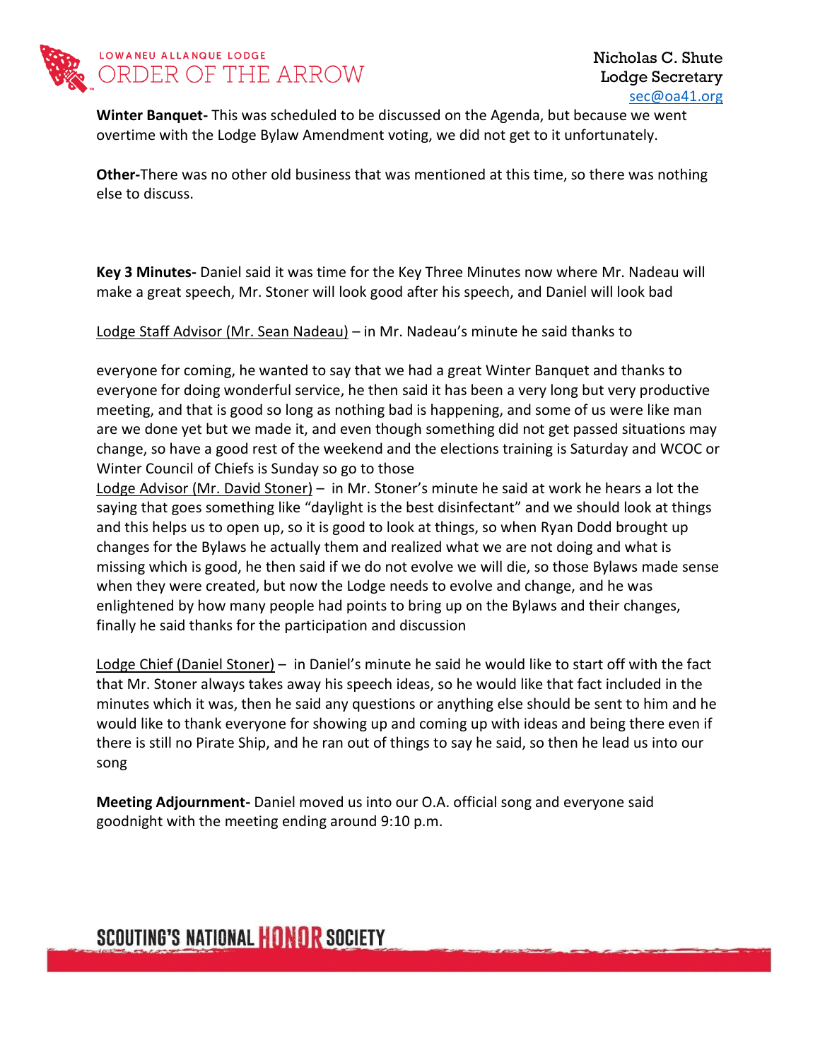**Winter Banquet-** This was scheduled to be discussed on the Agenda, but because we went overtime with the Lodge Bylaw Amendment voting, we did not get to it unfortunately.

**Other-**There was no other old business that was mentioned at this time, so there was nothing else to discuss.

**Key 3 Minutes-** Daniel said it was time for the Key Three Minutes now where Mr. Nadeau will make a great speech, Mr. Stoner will look good after his speech, and Daniel will look bad

Lodge Staff Advisor (Mr. Sean Nadeau) – in Mr. Nadeau's minute he said thanks to

everyone for coming, he wanted to say that we had a great Winter Banquet and thanks to everyone for doing wonderful service, he then said it has been a very long but very productive meeting, and that is good so long as nothing bad is happening, and some of us were like man are we done yet but we made it, and even though something did not get passed situations may change, so have a good rest of the weekend and the elections training is Saturday and WCOC or Winter Council of Chiefs is Sunday so go to those

Lodge Advisor (Mr. David Stoner) – in Mr. Stoner's minute he said at work he hears a lot the saying that goes something like "daylight is the best disinfectant" and we should look at things and this helps us to open up, so it is good to look at things, so when Ryan Dodd brought up changes for the Bylaws he actually them and realized what we are not doing and what is missing which is good, he then said if we do not evolve we will die, so those Bylaws made sense when they were created, but now the Lodge needs to evolve and change, and he was enlightened by how many people had points to bring up on the Bylaws and their changes, finally he said thanks for the participation and discussion

Lodge Chief (Daniel Stoner) – in Daniel's minute he said he would like to start off with the fact that Mr. Stoner always takes away his speech ideas, so he would like that fact included in the minutes which it was, then he said any questions or anything else should be sent to him and he would like to thank everyone for showing up and coming up with ideas and being there even if there is still no Pirate Ship, and he ran out of things to say he said, so then he lead us into our song

**Meeting Adjournment-** Daniel moved us into our O.A. official song and everyone said goodnight with the meeting ending around 9:10 p.m.